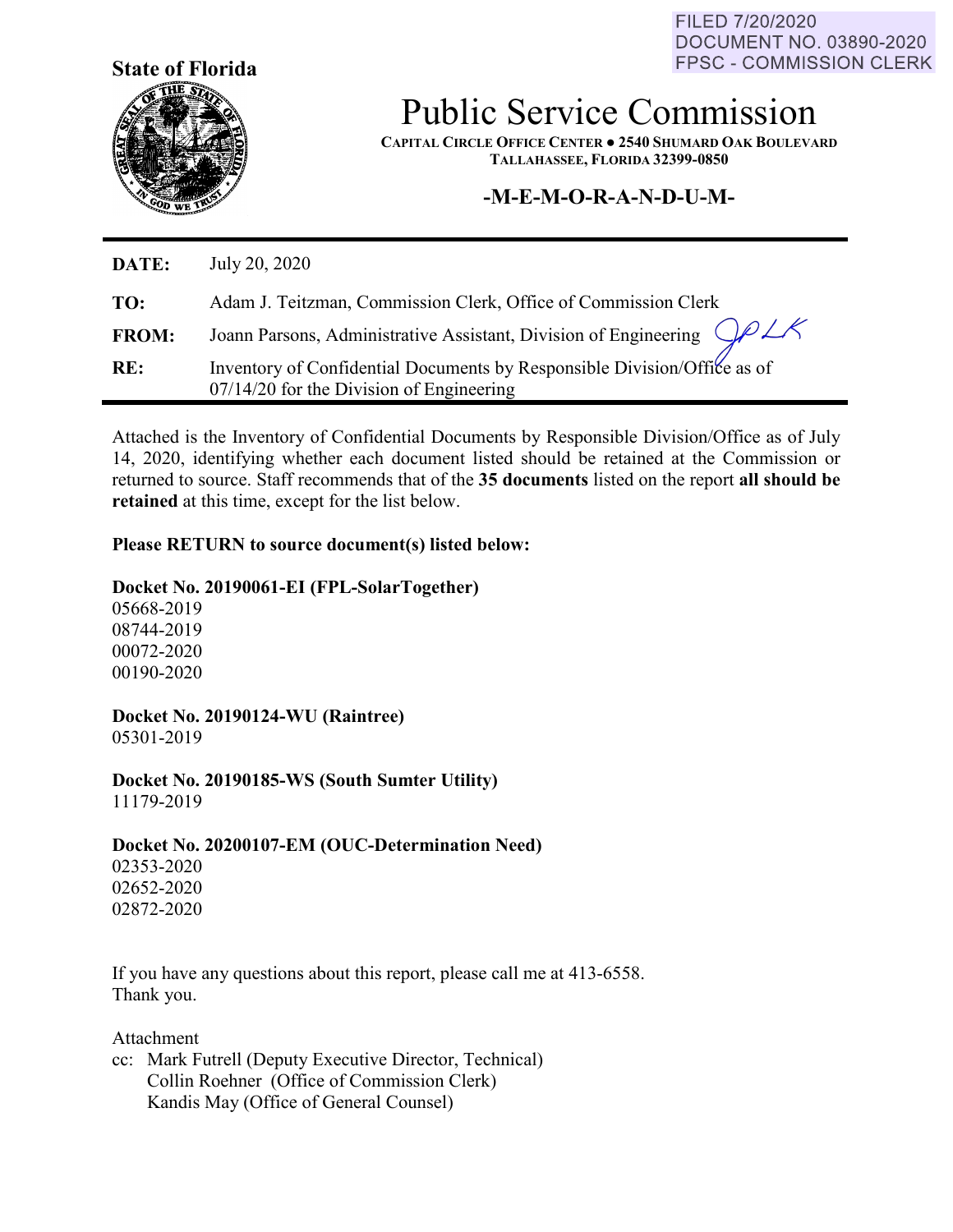FILED 7/20/2020
DOCUMENT NO. 03890-2020
FPSC - COMMISSION CLERK

**State of Florida**

# Public Service Commission

**CAPITAL CIRCLE OFFICE CENTER ● 2540 SHUMARD OAK BOULEVARD**
**TALLAHASSEE, FLORIDA 32399-0850**

## -M-E-M-O-R-A-N-D-U-M-

**DATE:** July 20, 2020

**TO:** Adam J. Teitzman, Commission Clerk, Office of Commission Clerk

**FROM:** Joann Parsons, Administrative Assistant, Division of Engineering

**RE:** Inventory of Confidential Documents by Responsible Division/Office as of 07/14/20 for the Division of Engineering

Attached is the Inventory of Confidential Documents by Responsible Division/Office as of July 14, 2020, identifying whether each document listed should be retained at the Commission or returned to source. Staff recommends that of the **35 documents** listed on the report **all should be retained** at this time, except for the list below.

**Please RETURN to source document(s) listed below:**

**Docket No. 20190061-EI (FPL-SolarTogether)**
05668-2019
08744-2019
00072-2020
00190-2020

**Docket No. 20190124-WU (Raintree)**
05301-2019

**Docket No. 20190185-WS (South Sumter Utility)**
11179-2019

**Docket No. 20200107-EM (OUC-Determination Need)**
02353-2020
02652-2020
02872-2020

If you have any questions about this report, please call me at 413-6558.
Thank you.

Attachment
cc: Mark Futrell (Deputy Executive Director, Technical)
Collin Roehner (Office of Commission Clerk)
Kandis May (Office of General Counsel)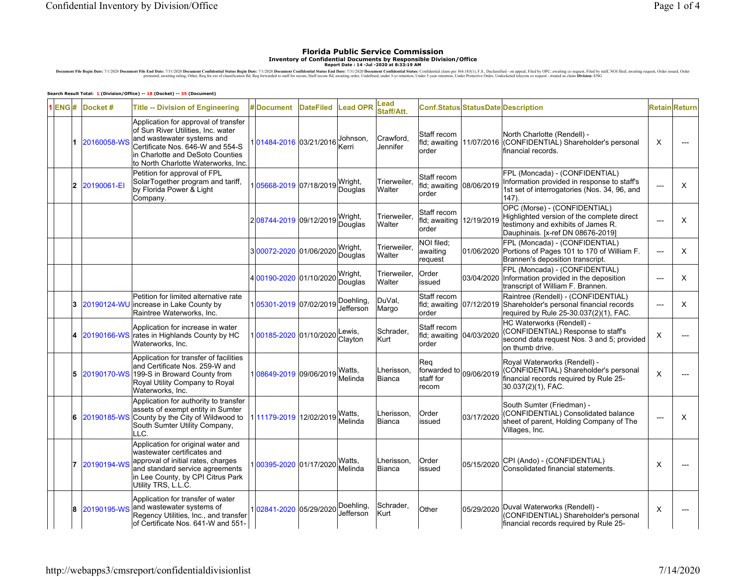# Florida Public Service Commission

### Inventory of Confidential Documents by Responsible Division/Office

**Report Date : 14 -Jul -2020 at 8:33:19 AM**

**Document File Begin Date:** 7/1/2020 **Document File End Date:** 7/31/2020 **Document Confidential Status Begin Date:** 7/1/2020 **Document Confidential Status End Date:** 7/31/2020 **Document Confidential Status:** Confidential claim per 364.183(1), F.S., Declassified - on appeal, Filed by OPC; awaiting co request, Filed by staff, NOI filed; awaiting request, Order issued, Order protested; awaiting ruling, Other, Req for ext of classification fld, Req forwarded to staff for recom, Staff recom fld; awaiting order, Undefined, under 3-yr retention, Under 5-year retention, Under Protective Order, Undocketed telecom co request - treated as claim **Division:** ENG

**Search Result Total: 1 (Division/Office) -- 18 (Docket) -- 35 (Document)**

| 1 | ENG # | Docket # | Title -- Division of Engineering | # | Document | DateFiled | Lead OPR | Lead Staff/Att. | Conf.Status | StatusDate | Description | Retain | Return |
|---|---|---|---|---|---|---|---|---|---|---|---|---|---|
| | 1 | 20160058-WS | Application for approval of transfer of Sun River Utilities, Inc. water and wastewater systems and Certificate Nos. 646-W and 554-S in Charlotte and DeSoto Counties to North Charlotte Waterworks, Inc. | 1 | 01484-2016 | 03/21/2016 | Johnson, Kerri | Crawford, Jennifer | Staff recom fld; awaiting order | 11/07/2016 | North Charlotte (Rendell) - (CONFIDENTIAL) Shareholder's personal financial records. | X | --- |
| | 2 | 20190061-EI | Petition for approval of FPL SolarTogether program and tariff, by Florida Power & Light Company. | 1 | 05668-2019 | 07/18/2019 | Wright, Douglas | Trierweiler, Walter | Staff recom fld; awaiting order | 08/06/2019 | FPL (Moncada) - (CONFIDENTIAL) Information provided in response to staff's 1st set of interrogatories (Nos. 34, 96, and 147). | --- | X |
| | | | | 2 | 08744-2019 | 09/12/2019 | Wright, Douglas | Trierweiler, Walter | Staff recom fld; awaiting order | 12/19/2019 | OPC (Morse) - (CONFIDENTIAL) Highlighted version of the complete direct testimony and exhibits of James R. Dauphinais. [x-ref DN 08676-2019] | --- | X |
| | | | | 3 | 00072-2020 | 01/06/2020 | Wright, Douglas | Trierweiler, Walter | NOI filed; awaiting request | 01/06/2020 | FPL (Moncada) - (CONFIDENTIAL) Portions of Pages 101 to 170 of William F. Brannen's deposition transcript. | --- | X |
| | | | | 4 | 00190-2020 | 01/10/2020 | Wright, Douglas | Trierweiler, Walter | Order issued | 03/04/2020 | FPL (Moncada) - (CONFIDENTIAL) Information provided in the deposition transcript of William F. Brannen. | --- | X |
| | 3 | 20190124-WU | Petition for limited alternative rate increase in Lake County by Raintree Waterworks, Inc. | 1 | 05301-2019 | 07/02/2019 | Doehling, Jefferson | DuVal, Margo | Staff recom fld; awaiting order | 07/12/2019 | Raintree (Rendell) - (CONFIDENTIAL) Shareholder's personal financial records required by Rule 25-30.037(2)(1), FAC. | --- | X |
| | 4 | 20190166-WS | Application for increase in water rates in Highlands County by HC Waterworks, Inc. | 1 | 00185-2020 | 01/10/2020 | Lewis, Clayton | Schrader, Kurt | Staff recom fld; awaiting order | 04/03/2020 | HC Waterworks (Rendell) - (CONFIDENTIAL) Response to staff's second data request Nos. 3 and 5; provided on thumb drive. | X | --- |
| | 5 | 20190170-WS | Application for transfer of facilities and Certificate Nos. 259-W and 199-S in Broward County from Royal Utility Company to Royal Waterworks, Inc. | 1 | 08649-2019 | 09/06/2019 | Watts, Melinda | Lherisson, Bianca | Req forwarded to staff for recom | 09/06/2019 | Royal Waterworks (Rendell) - (CONFIDENTIAL) Shareholder's personal financial records required by Rule 25-30.037(2)(1), FAC. | X | --- |
| | 6 | 20190185-WS | Application for authority to transfer assets of exempt entity in Sumter County by the City of Wildwood to South Sumter Utility Company, LLC. | 1 | 11179-2019 | 12/02/2019 | Watts, Melinda | Lherisson, Bianca | Order issued | 03/17/2020 | South Sumter (Friedman) - (CONFIDENTIAL) Consolidated balance sheet of parent, Holding Company of The Villages, Inc. | --- | X |
| | 7 | 20190194-WS | Application for original water and wastewater certificates and approval of initial rates, charges and standard service agreements in Lee County, by CPI Citrus Park Utility TRS, L.L.C. | 1 | 00395-2020 | 01/17/2020 | Watts, Melinda | Lherisson, Bianca | Order issued | 05/15/2020 | CPI (Ando) - (CONFIDENTIAL) Consolidated financial statements. | X | --- |
| | 8 | 20190195-WS | Application for transfer of water and wastewater systems of Regency Utilities, Inc., and transfer of Certificate Nos. 641-W and 551- | 1 | 02841-2020 | 05/29/2020 | Doehling, Jefferson | Schrader, Kurt | Other | 05/29/2020 | Duval Waterworks (Rendell) - (CONFIDENTIAL) Shareholder's personal financial records required by Rule 25- | X | --- |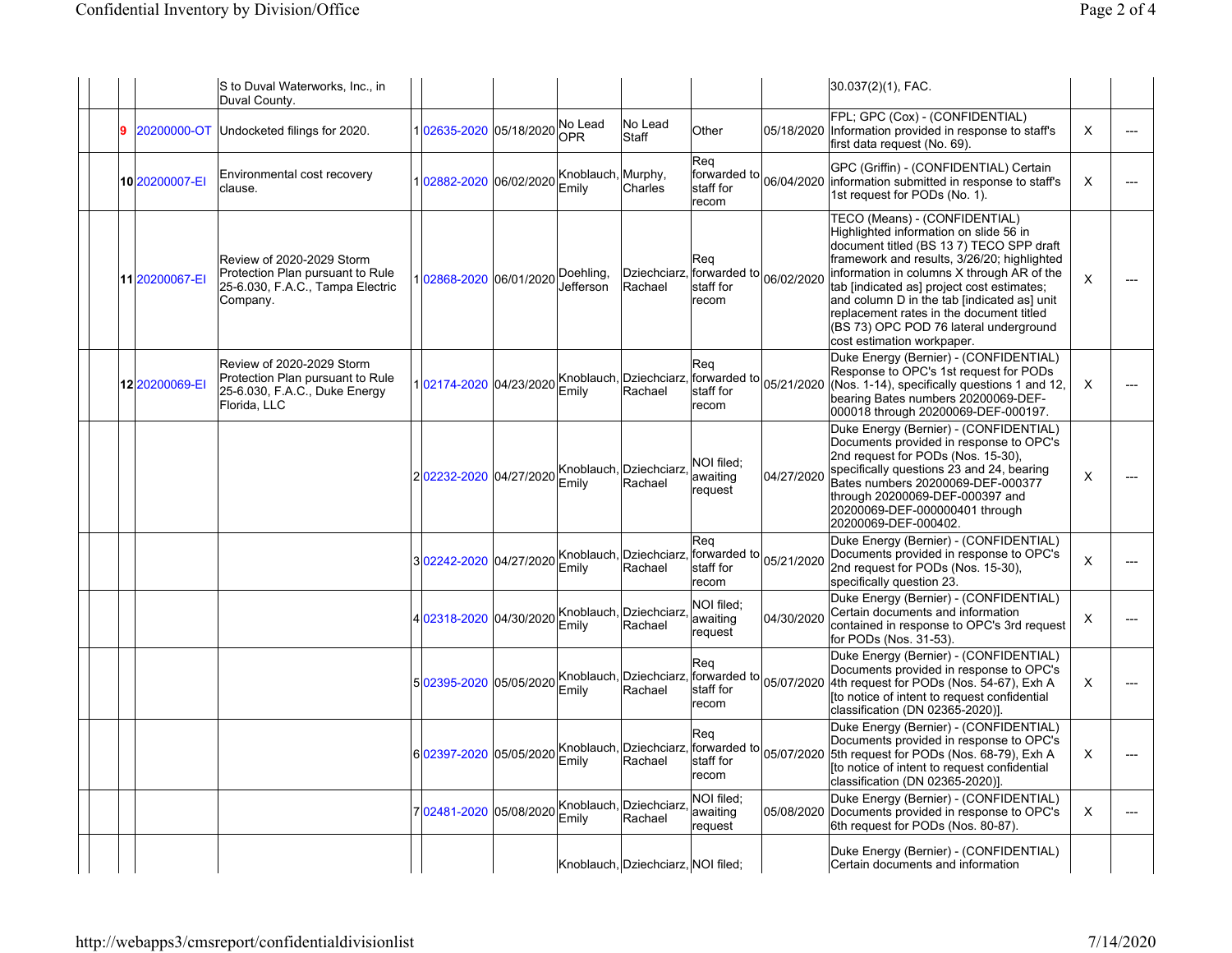| | | | | | | | | | | | | | |
|---|---|---|---|---|---|---|---|---|---|---|---|---|---|
| | | | S to Duval Waterworks, Inc., in Duval County. | | | | | | | | 30.037(2)(1), FAC. | | |
| | 9 | 20200000-OT | Undocketed filings for 2020. | 1 | 02635-2020 | 05/18/2020 | No Lead OPR | No Lead Staff | Other | 05/18/2020 | FPL; GPC (Cox) - (CONFIDENTIAL) Information provided in response to staff's first data request (No. 69). | X | --- |
| | 10 | 20200007-EI | Environmental cost recovery clause. | 1 | 02882-2020 | 06/02/2020 | Knoblauch, Emily | Murphy, Charles | Req forwarded to staff for recom | 06/04/2020 | GPC (Griffin) - (CONFIDENTIAL) Certain information submitted in response to staff's 1st request for PODs (No. 1). | X | --- |
| | 11 | 20200067-EI | Review of 2020-2029 Storm Protection Plan pursuant to Rule 25-6.030, F.A.C., Tampa Electric Company. | 1 | 02868-2020 | 06/01/2020 | Doehling, Jefferson | Dziechciarz, Rachael | Req forwarded to staff for recom | 06/02/2020 | TECO (Means) - (CONFIDENTIAL) Highlighted information on slide 56 in document titled (BS 13 7) TECO SPP draft framework and results, 3/26/20; highlighted information in columns X through AR of the tab [indicated as] project cost estimates; and column D in the tab [indicated as] unit replacement rates in the document titled (BS 73) OPC POD 76 lateral underground cost estimation workpaper. | X | --- |
| | 12 | 20200069-EI | Review of 2020-2029 Storm Protection Plan pursuant to Rule 25-6.030, F.A.C., Duke Energy Florida, LLC | 1 | 02174-2020 | 04/23/2020 | Knoblauch, Emily | Dziechciarz, Rachael | Req forwarded to staff for recom | 05/21/2020 | Duke Energy (Bernier) - (CONFIDENTIAL) Response to OPC's 1st request for PODs (Nos. 1-14), specifically questions 1 and 12, bearing Bates numbers 20200069-DEF-000018 through 20200069-DEF-000197. | X | --- |
| | | | | 2 | 02232-2020 | 04/27/2020 | Knoblauch, Emily | Dziechciarz, Rachael | NOI filed; awaiting request | 04/27/2020 | Duke Energy (Bernier) - (CONFIDENTIAL) Documents provided in response to OPC's 2nd request for PODs (Nos. 15-30), specifically questions 23 and 24, bearing Bates numbers 20200069-DEF-000377 through 20200069-DEF-000397 and 20200069-DEF-000000401 through 20200069-DEF-000402. | X | --- |
| | | | | 3 | 02242-2020 | 04/27/2020 | Knoblauch, Emily | Dziechciarz, Rachael | Req forwarded to staff for recom | 05/21/2020 | Duke Energy (Bernier) - (CONFIDENTIAL) Documents provided in response to OPC's 2nd request for PODs (Nos. 15-30), specifically question 23. | X | --- |
| | | | | 4 | 02318-2020 | 04/30/2020 | Knoblauch, Emily | Dziechciarz, Rachael | NOI filed; awaiting request | 04/30/2020 | Duke Energy (Bernier) - (CONFIDENTIAL) Certain documents and information contained in response to OPC's 3rd request for PODs (Nos. 31-53). | X | --- |
| | | | | 5 | 02395-2020 | 05/05/2020 | Knoblauch, Emily | Dziechciarz, Rachael | Req forwarded to staff for recom | 05/07/2020 | Duke Energy (Bernier) - (CONFIDENTIAL) Documents provided in response to OPC's 4th request for PODs (Nos. 54-67), Exh A [to notice of intent to request confidential classification (DN 02365-2020)]. | X | --- |
| | | | | 6 | 02397-2020 | 05/05/2020 | Knoblauch, Emily | Dziechciarz, Rachael | Req forwarded to staff for recom | 05/07/2020 | Duke Energy (Bernier) - (CONFIDENTIAL) Documents provided in response to OPC's 5th request for PODs (Nos. 68-79), Exh A [to notice of intent to request confidential classification (DN 02365-2020)]. | X | --- |
| | | | | 7 | 02481-2020 | 05/08/2020 | Knoblauch, Emily | Dziechciarz, Rachael | NOI filed; awaiting request | 05/08/2020 | Duke Energy (Bernier) - (CONFIDENTIAL) Documents provided in response to OPC's 6th request for PODs (Nos. 80-87). | X | --- |
| | | | | | | | Knoblauch, | Dziechciarz, | NOI filed; | | Duke Energy (Bernier) - (CONFIDENTIAL) Certain documents and information | | |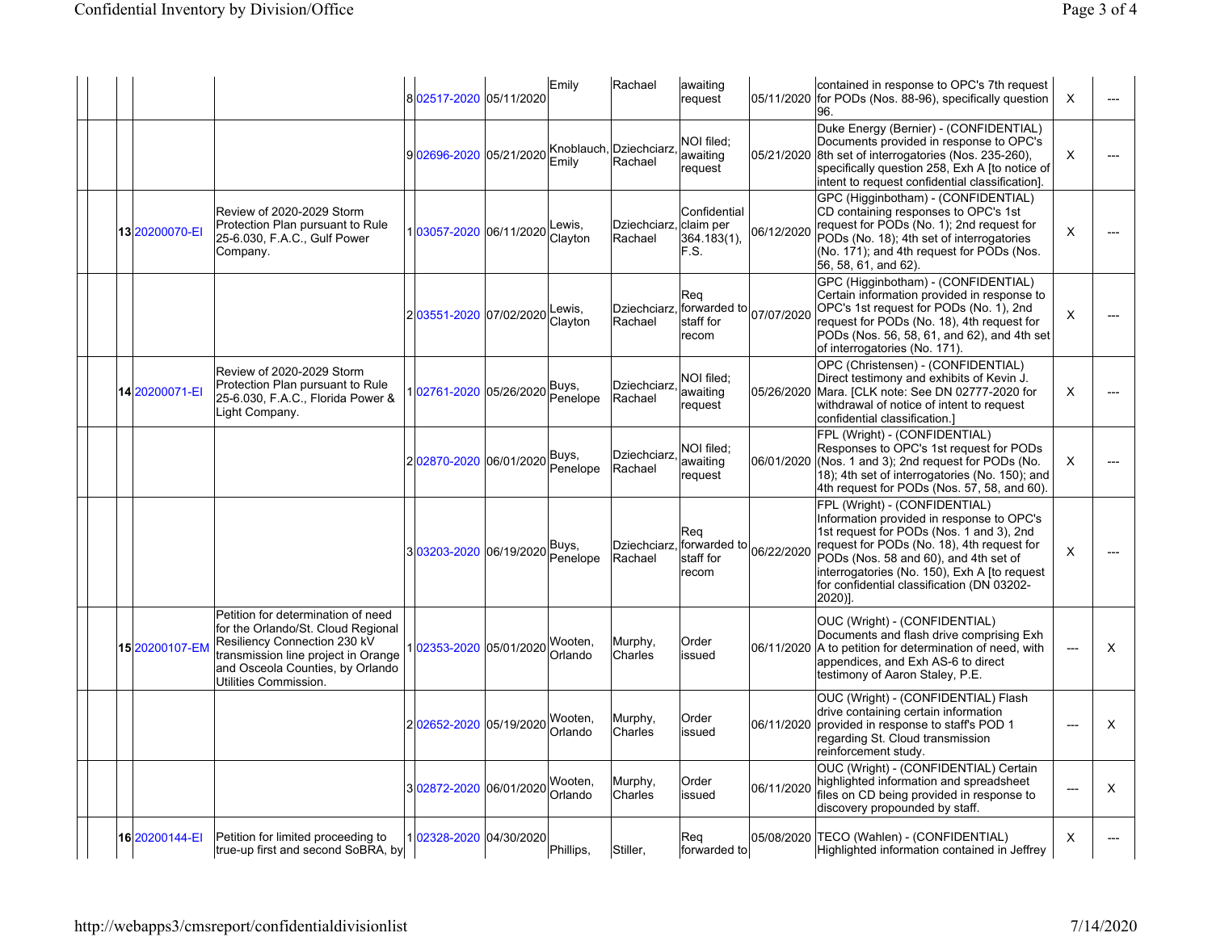| | | | | | | | | | | | | |
|---|---|---|---|---|---|---|---|---|---|---|---|---|
| | | | 8 | 02517-2020 | 05/11/2020 | Emily | Rachael | awaiting request | 05/11/2020 | contained in response to OPC's 7th request for PODs (Nos. 88-96), specifically question 96. | X | --- |
| | | | 9 | 02696-2020 | 05/21/2020 | Knoblauch, Emily | Dziechciarz, Rachael | NOI filed; awaiting request | 05/21/2020 | Duke Energy (Bernier) - (CONFIDENTIAL) Documents provided in response to OPC's 8th set of interrogatories (Nos. 235-260), specifically question 258, Exh A [to notice of intent to request confidential classification]. | X | --- |
| 13 | 20200070-EI | Review of 2020-2029 Storm Protection Plan pursuant to Rule 25-6.030, F.A.C., Gulf Power Company. | 1 | 03057-2020 | 06/11/2020 | Lewis, Clayton | Dziechciarz, Rachael | Confidential claim per 364.183(1), F.S. | 06/12/2020 | GPC (Higginbotham) - (CONFIDENTIAL) CD containing responses to OPC's 1st request for PODs (No. 1); 2nd request for PODs (No. 18); 4th set of interrogatories (No. 171); and 4th request for PODs (Nos. 56, 58, 61, and 62). | X | --- |
| | | | 2 | 03551-2020 | 07/02/2020 | Lewis, Clayton | Dziechciarz, Rachael | Req forwarded to staff for recom | 07/07/2020 | GPC (Higginbotham) - (CONFIDENTIAL) Certain information provided in response to OPC's 1st request for PODs (No. 1), 2nd request for PODs (No. 18), 4th request for PODs (Nos. 56, 58, 61, and 62), and 4th set of interrogatories (No. 171). | X | --- |
| 14 | 20200071-EI | Review of 2020-2029 Storm Protection Plan pursuant to Rule 25-6.030, F.A.C., Florida Power & Light Company. | 1 | 02761-2020 | 05/26/2020 | Buys, Penelope | Dziechciarz, Rachael | NOI filed; awaiting request | 05/26/2020 | OPC (Christensen) - (CONFIDENTIAL) Direct testimony and exhibits of Kevin J. Mara. [CLK note: See DN 02777-2020 for withdrawal of notice of intent to request confidential classification.] | X | --- |
| | | | 2 | 02870-2020 | 06/01/2020 | Buys, Penelope | Dziechciarz, Rachael | NOI filed; awaiting request | 06/01/2020 | FPL (Wright) - (CONFIDENTIAL) Responses to OPC's 1st request for PODs (Nos. 1 and 3); 2nd request for PODs (No. 18); 4th set of interrogatories (No. 150); and 4th request for PODs (Nos. 57, 58, and 60). | X | --- |
| | | | 3 | 03203-2020 | 06/19/2020 | Buys, Penelope | Dziechciarz, Rachael | Req forwarded to staff for recom | 06/22/2020 | FPL (Wright) - (CONFIDENTIAL) Information provided in response to OPC's 1st request for PODs (Nos. 1 and 3), 2nd request for PODs (No. 18), 4th request for PODs (Nos. 58 and 60), and 4th set of interrogatories (No. 150), Exh A [to request for confidential classification (DN 03202-2020)]. | X | --- |
| 15 | 20200107-EM | Petition for determination of need for the Orlando/St. Cloud Regional Resiliency Connection 230 kV transmission line project in Orange and Osceola Counties, by Orlando Utilities Commission. | 1 | 02353-2020 | 05/01/2020 | Wooten, Orlando | Murphy, Charles | Order issued | 06/11/2020 | OUC (Wright) - (CONFIDENTIAL) Documents and flash drive comprising Exh A to petition for determination of need, with appendices, and Exh AS-6 to direct testimony of Aaron Staley, P.E. | --- | X |
| | | | 2 | 02652-2020 | 05/19/2020 | Wooten, Orlando | Murphy, Charles | Order issued | 06/11/2020 | OUC (Wright) - (CONFIDENTIAL) Flash drive containing certain information provided in response to staff's POD 1 regarding St. Cloud transmission reinforcement study. | --- | X |
| | | | 3 | 02872-2020 | 06/01/2020 | Wooten, Orlando | Murphy, Charles | Order issued | 06/11/2020 | OUC (Wright) - (CONFIDENTIAL) Certain highlighted information and spreadsheet files on CD being provided in response to discovery propounded by staff. | --- | X |
| 16 | 20200144-EI | Petition for limited proceeding to true-up first and second SoBRA, by | 1 | 02328-2020 | 04/30/2020 | Phillips, | Stiller, | Req forwarded to | 05/08/2020 | TECO (Wahlen) - (CONFIDENTIAL) Highlighted information contained in Jeffrey | X | --- |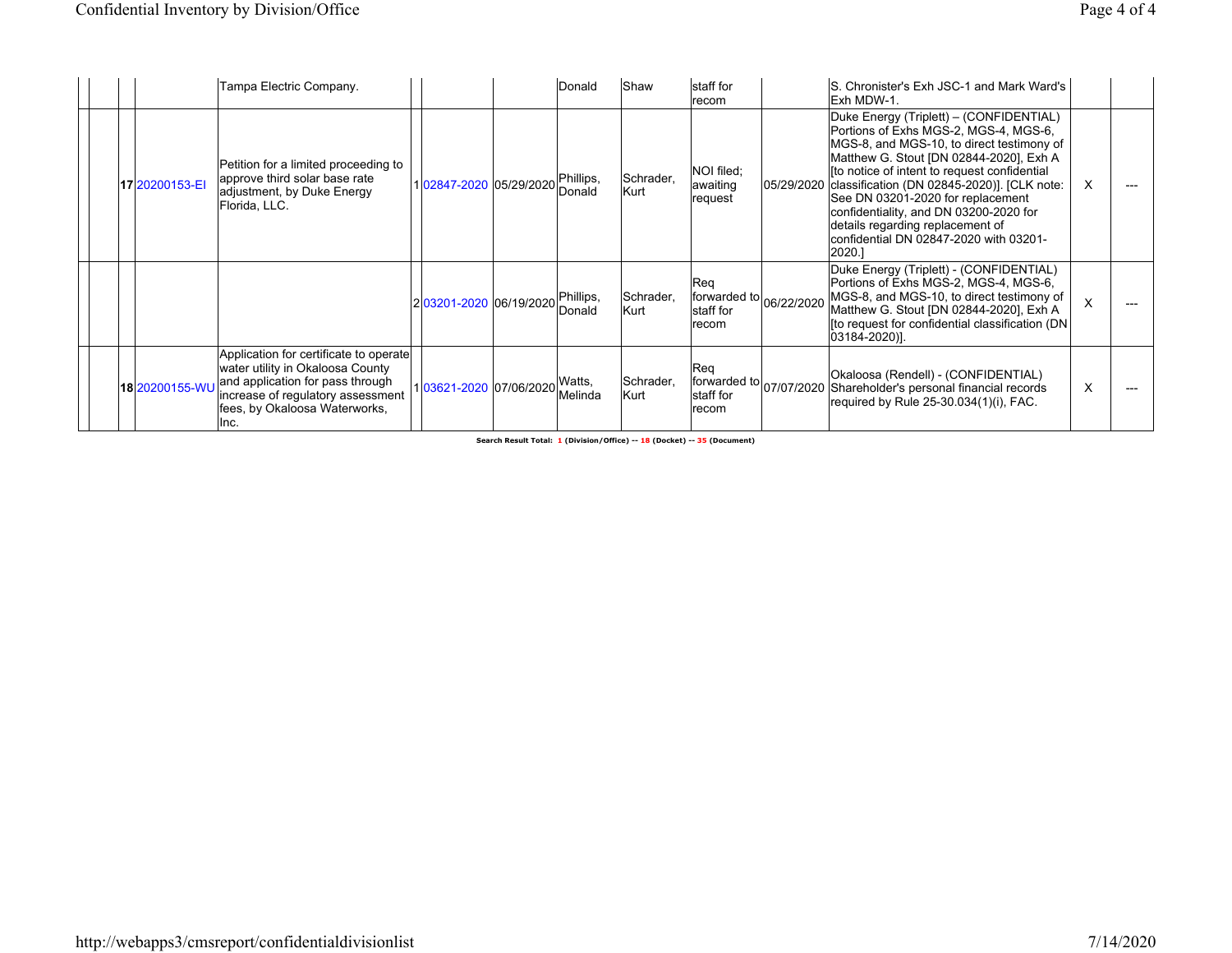| | | | | | | | | | | | | | |
|---|---|---|---|---|---|---|---|---|---|---|---|---|---|
| | | | Tampa Electric Company. | | | | Donald | Shaw | staff for recom | | S. Chronister's Exh JSC-1 and Mark Ward's Exh MDW-1. | | |
| | | 17 | 20200153-EI | Petition for a limited proceeding to approve third solar base rate adjustment, by Duke Energy Florida, LLC. | 1 | 02847-2020 | 05/29/2020 | Phillips, Donald | Schrader, Kurt | NOI filed; awaiting request | 05/29/2020 | Duke Energy (Triplett) – (CONFIDENTIAL) Portions of Exhs MGS-2, MGS-4, MGS-6, MGS-8, and MGS-10, to direct testimony of Matthew G. Stout [DN 02844-2020], Exh A [to notice of intent to request confidential classification (DN 02845-2020)]. [CLK note: See DN 03201-2020 for replacement confidentiality, and DN 03200-2020 for details regarding replacement of confidential DN 02847-2020 with 03201-2020.] | X | --- |
| | | | | | 2 | 03201-2020 | 06/19/2020 | Phillips, Donald | Schrader, Kurt | Req forwarded to staff for recom | 06/22/2020 | Duke Energy (Triplett) - (CONFIDENTIAL) Portions of Exhs MGS-2, MGS-4, MGS-6, MGS-8, and MGS-10, to direct testimony of Matthew G. Stout [DN 02844-2020], Exh A [to request for confidential classification (DN 03184-2020)]. | X | --- |
| | | 18 | 20200155-WU | Application for certificate to operate water utility in Okaloosa County and application for pass through increase of regulatory assessment fees, by Okaloosa Waterworks, Inc. | 1 | 03621-2020 | 07/06/2020 | Watts, Melinda | Schrader, Kurt | Req forwarded to staff for recom | 07/07/2020 | Okaloosa (Rendell) - (CONFIDENTIAL) Shareholder's personal financial records required by Rule 25-30.034(1)(i), FAC. | X | --- |

**Search Result Total: 1 (Division/Office) -- 18 (Docket) -- 35 (Document)**